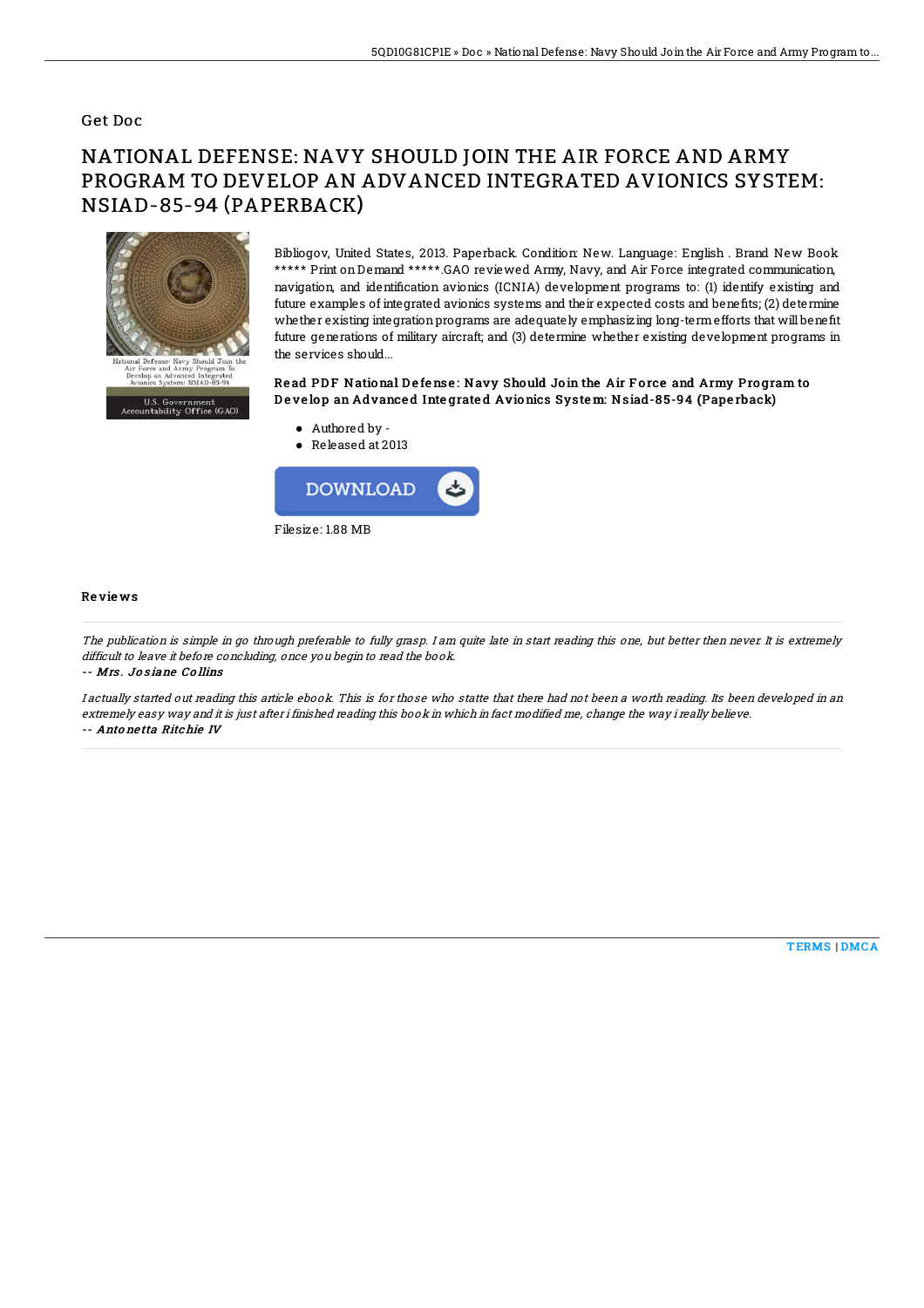Get Doc

# NATIONAL DEFENSE: NAVY SHOULD JOIN THE AIR FORCE AND ARMY PROGRAM TO DEVELOP AN ADVANCED INTEGRATED AVIONICS SYSTEM: NSIAD-85-94 (PAPERBACK)

Bibliogov, United States, 2013. Paperback. Condition: New. Language: English . Brand New Book ***** Print on Demand *****.GAO reviewed Army, Navy, and Air Force integrated communication, navigation, and identification avionics (ICNIA) development programs to: (1) identify existing and future examples of integrated avionics systems and their expected costs and benefits; (2) determine whether existing integration programs are adequately emphasizing long-term efforts that will benefit future generations of military aircraft; and (3) determine whether existing development programs in the services should...

### Read PDF National Defense: Navy Should Join the Air Force and Army Program to Develop an Advanced Integrated Avionics System: Nsiad-85-94 (Paperback)

- Authored by -
- Released at 2013

DOWNLOAD

Filesize: 1.88 MB

#### Reviews

*The publication is simple in go through preferable to fully grasp. I am quite late in start reading this one, but better then never. It is extremely difficult to leave it before concluding, once you begin to read the book.*

-- ***Mrs. Josiane Collins***

*I actually started out reading this article ebook. This is for those who statte that there had not been a worth reading. Its been developed in an extremely easy way and it is just after i finished reading this book in which in fact modified me, change the way i really believe.*

-- ***Antonetta Ritchie IV***

TERMS | DMCA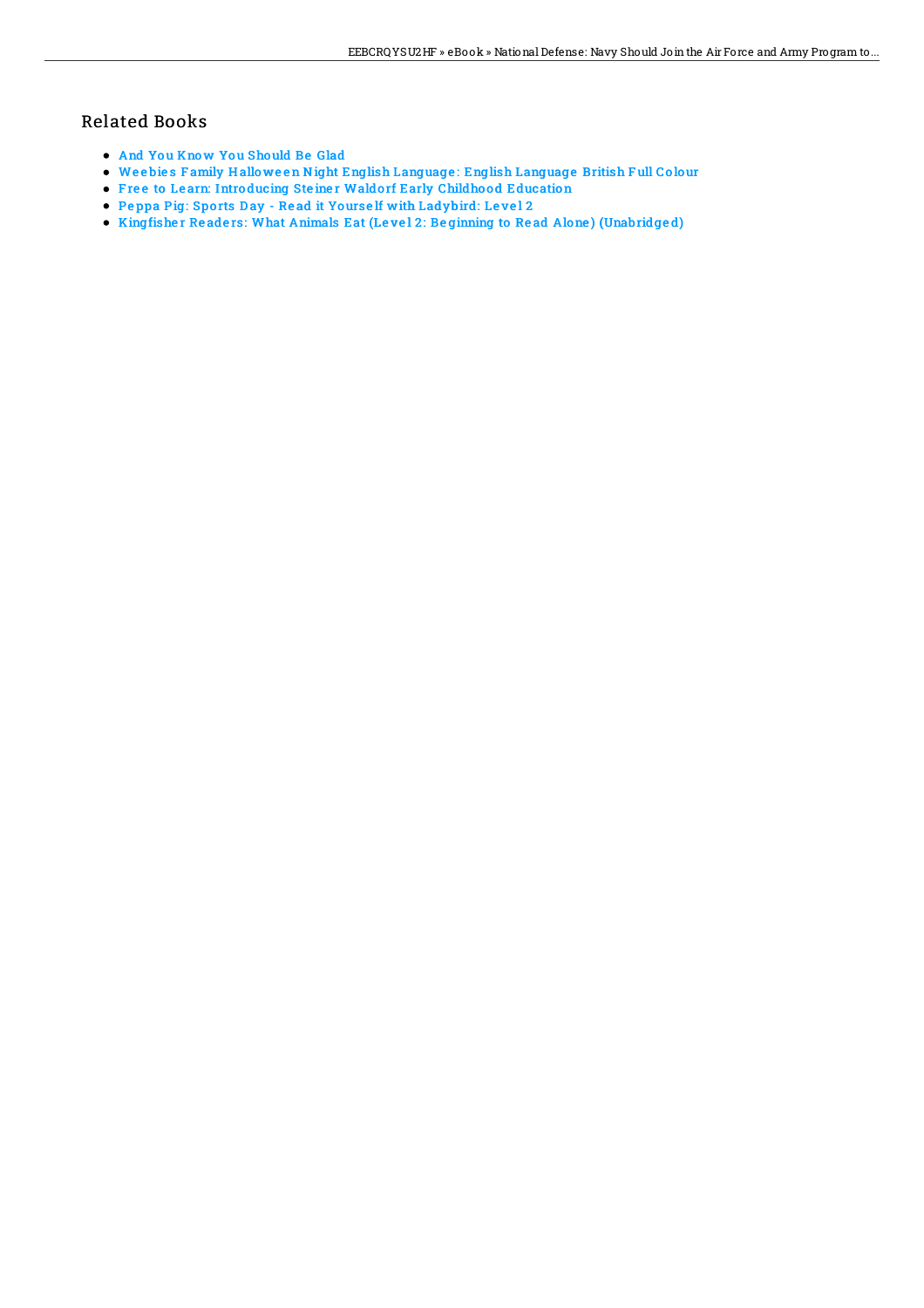## Related Books

- And You Know You Should Be Glad
- Weebies Family Halloween Night English Language: English Language British Full Colour
- Free to Learn: Introducing Steiner Waldorf Early Childhood Education
- Peppa Pig: Sports Day - Read it Yourself with Ladybird: Level 2
- Kingfisher Readers: What Animals Eat (Level 2: Beginning to Read Alone) (Unabridged)